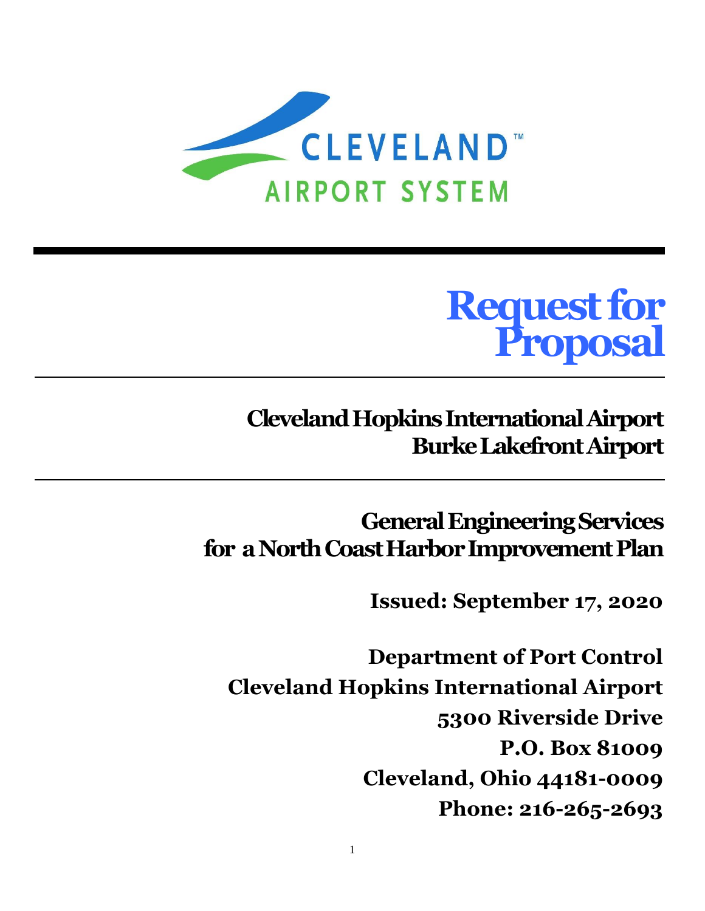CLEVELAND™
AIRPORT SYSTEM

# Request for Proposal

## Cleveland Hopkins International Airport
## Burke Lakefront Airport

## General Engineering Services for a North Coast Harbor Improvement Plan

**Issued: September 17, 2020**

**Department of Port Control**
**Cleveland Hopkins International Airport**
**5300 Riverside Drive**
**P.O. Box 81009**
**Cleveland, Ohio 44181-0009**
**Phone: 216-265-2693**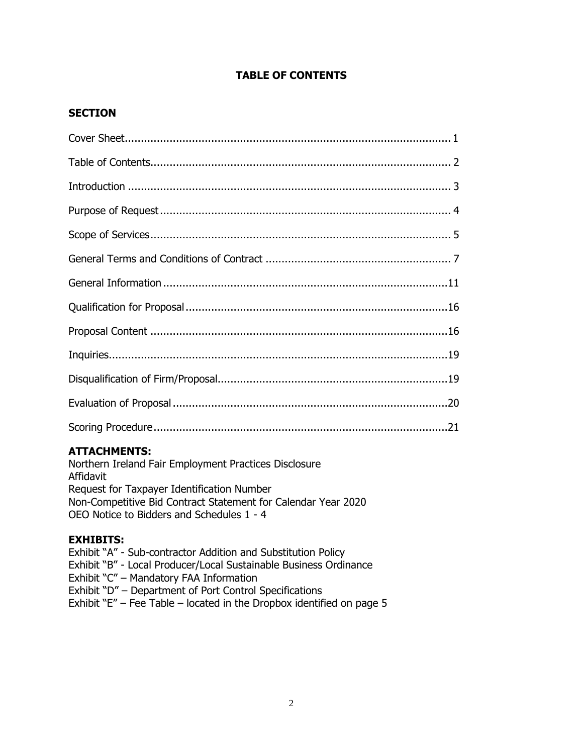# TABLE OF CONTENTS

## SECTION

| Section | Page |
|---|---|
| Cover Sheet | 1 |
| Table of Contents | 2 |
| Introduction | 3 |
| Purpose of Request | 4 |
| Scope of Services | 5 |
| General Terms and Conditions of Contract | 7 |
| General Information | 11 |
| Qualification for Proposal | 16 |
| Proposal Content | 16 |
| Inquiries | 19 |
| Disqualification of Firm/Proposal | 19 |
| Evaluation of Proposal | 20 |
| Scoring Procedure | 21 |

**ATTACHMENTS:**

Northern Ireland Fair Employment Practices Disclosure
Affidavit
Request for Taxpayer Identification Number
Non-Competitive Bid Contract Statement for Calendar Year 2020
OEO Notice to Bidders and Schedules 1 - 4

**EXHIBITS:**

Exhibit "A" - Sub-contractor Addition and Substitution Policy
Exhibit "B" - Local Producer/Local Sustainable Business Ordinance
Exhibit "C" – Mandatory FAA Information
Exhibit "D" – Department of Port Control Specifications
Exhibit "E" – Fee Table – located in the Dropbox identified on page 5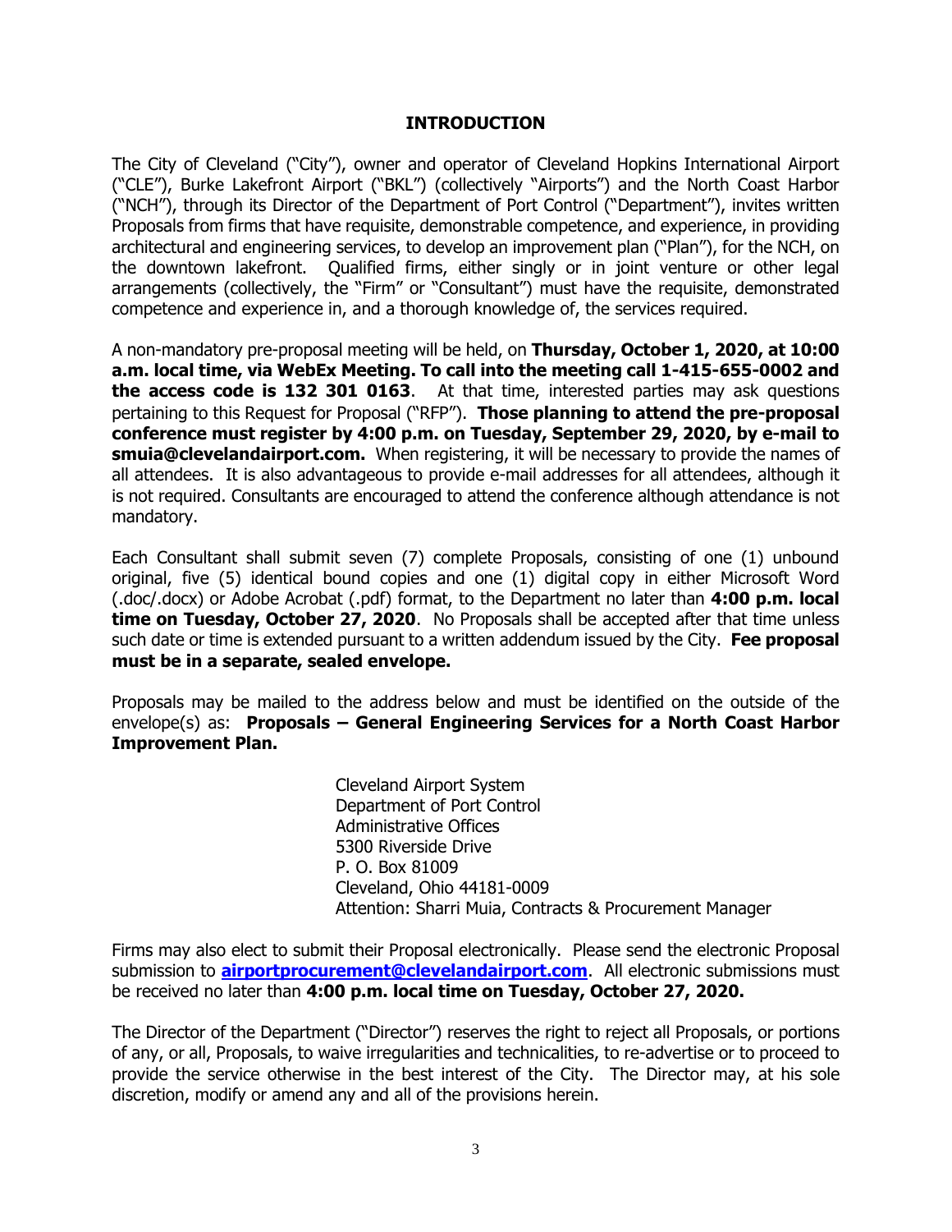## INTRODUCTION

The City of Cleveland ("City"), owner and operator of Cleveland Hopkins International Airport ("CLE"), Burke Lakefront Airport ("BKL") (collectively "Airports") and the North Coast Harbor ("NCH"), through its Director of the Department of Port Control ("Department"), invites written Proposals from firms that have requisite, demonstrable competence, and experience, in providing architectural and engineering services, to develop an improvement plan ("Plan"), for the NCH, on the downtown lakefront. Qualified firms, either singly or in joint venture or other legal arrangements (collectively, the "Firm" or "Consultant") must have the requisite, demonstrated competence and experience in, and a thorough knowledge of, the services required.

A non-mandatory pre-proposal meeting will be held, on **Thursday, October 1, 2020, at 10:00 a.m. local time, via WebEx Meeting. To call into the meeting call 1-415-655-0002 and the access code is 132 301 0163**. At that time, interested parties may ask questions pertaining to this Request for Proposal ("RFP"). **Those planning to attend the pre-proposal conference must register by 4:00 p.m. on Tuesday, September 29, 2020, by e-mail to smuia@clevelandairport.com.** When registering, it will be necessary to provide the names of all attendees. It is also advantageous to provide e-mail addresses for all attendees, although it is not required. Consultants are encouraged to attend the conference although attendance is not mandatory.

Each Consultant shall submit seven (7) complete Proposals, consisting of one (1) unbound original, five (5) identical bound copies and one (1) digital copy in either Microsoft Word (.doc/.docx) or Adobe Acrobat (.pdf) format, to the Department no later than **4:00 p.m. local time on Tuesday, October 27, 2020**. No Proposals shall be accepted after that time unless such date or time is extended pursuant to a written addendum issued by the City. **Fee proposal must be in a separate, sealed envelope.**

Proposals may be mailed to the address below and must be identified on the outside of the envelope(s) as: **Proposals – General Engineering Services for a North Coast Harbor Improvement Plan.**

Cleveland Airport System
Department of Port Control
Administrative Offices
5300 Riverside Drive
P. O. Box 81009
Cleveland, Ohio 44181-0009
Attention: Sharri Muia, Contracts & Procurement Manager

Firms may also elect to submit their Proposal electronically. Please send the electronic Proposal submission to **airportprocurement@clevelandairport.com**. All electronic submissions must be received no later than **4:00 p.m. local time on Tuesday, October 27, 2020.**

The Director of the Department ("Director") reserves the right to reject all Proposals, or portions of any, or all, Proposals, to waive irregularities and technicalities, to re-advertise or to proceed to provide the service otherwise in the best interest of the City. The Director may, at his sole discretion, modify or amend any and all of the provisions herein.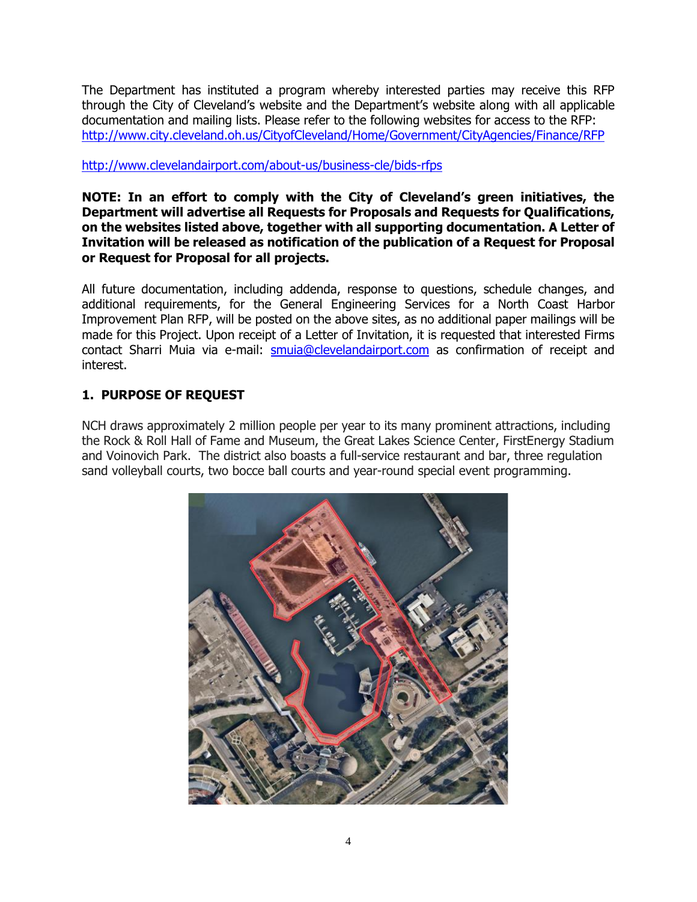The Department has instituted a program whereby interested parties may receive this RFP through the City of Cleveland's website and the Department's website along with all applicable documentation and mailing lists. Please refer to the following websites for access to the RFP:
http://www.city.cleveland.oh.us/CityofCleveland/Home/Government/CityAgencies/Finance/RFP

http://www.clevelandairport.com/about-us/business-cle/bids-rfps

**NOTE: In an effort to comply with the City of Cleveland's green initiatives, the Department will advertise all Requests for Proposals and Requests for Qualifications, on the websites listed above, together with all supporting documentation. A Letter of Invitation will be released as notification of the publication of a Request for Proposal or Request for Proposal for all projects.**

All future documentation, including addenda, response to questions, schedule changes, and additional requirements, for the General Engineering Services for a North Coast Harbor Improvement Plan RFP, will be posted on the above sites, as no additional paper mailings will be made for this Project. Upon receipt of a Letter of Invitation, it is requested that interested Firms contact Sharri Muia via e-mail: smuia@clevelandairport.com as confirmation of receipt and interest.

## 1. PURPOSE OF REQUEST

NCH draws approximately 2 million people per year to its many prominent attractions, including the Rock & Roll Hall of Fame and Museum, the Great Lakes Science Center, FirstEnergy Stadium and Voinovich Park. The district also boasts a full-service restaurant and bar, three regulation sand volleyball courts, two bocce ball courts and year-round special event programming.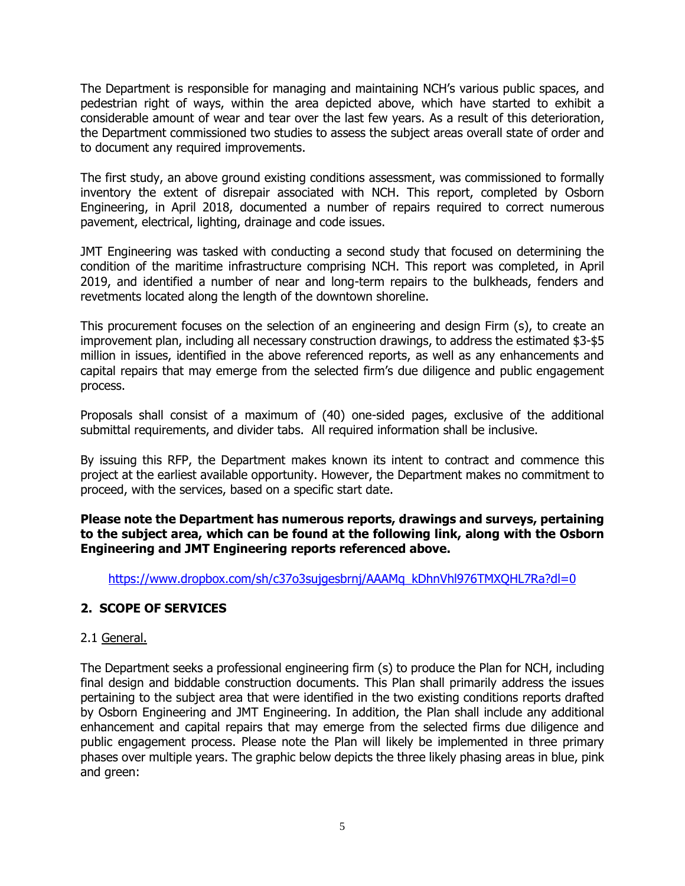The Department is responsible for managing and maintaining NCH's various public spaces, and pedestrian right of ways, within the area depicted above, which have started to exhibit a considerable amount of wear and tear over the last few years. As a result of this deterioration, the Department commissioned two studies to assess the subject areas overall state of order and to document any required improvements.

The first study, an above ground existing conditions assessment, was commissioned to formally inventory the extent of disrepair associated with NCH. This report, completed by Osborn Engineering, in April 2018, documented a number of repairs required to correct numerous pavement, electrical, lighting, drainage and code issues.

JMT Engineering was tasked with conducting a second study that focused on determining the condition of the maritime infrastructure comprising NCH. This report was completed, in April 2019, and identified a number of near and long-term repairs to the bulkheads, fenders and revetments located along the length of the downtown shoreline.

This procurement focuses on the selection of an engineering and design Firm (s), to create an improvement plan, including all necessary construction drawings, to address the estimated $3-$5 million in issues, identified in the above referenced reports, as well as any enhancements and capital repairs that may emerge from the selected firm's due diligence and public engagement process.

Proposals shall consist of a maximum of (40) one-sided pages, exclusive of the additional submittal requirements, and divider tabs. All required information shall be inclusive.

By issuing this RFP, the Department makes known its intent to contract and commence this project at the earliest available opportunity. However, the Department makes no commitment to proceed, with the services, based on a specific start date.

**Please note the Department has numerous reports, drawings and surveys, pertaining to the subject area, which can be found at the following link, along with the Osborn Engineering and JMT Engineering reports referenced above.**

https://www.dropbox.com/sh/c37o3sujgesbrnj/AAAMq_kDhnVhl976TMXQHL7Ra?dl=0

## 2. SCOPE OF SERVICES

2.1 General.

The Department seeks a professional engineering firm (s) to produce the Plan for NCH, including final design and biddable construction documents. This Plan shall primarily address the issues pertaining to the subject area that were identified in the two existing conditions reports drafted by Osborn Engineering and JMT Engineering. In addition, the Plan shall include any additional enhancement and capital repairs that may emerge from the selected firms due diligence and public engagement process. Please note the Plan will likely be implemented in three primary phases over multiple years. The graphic below depicts the three likely phasing areas in blue, pink and green: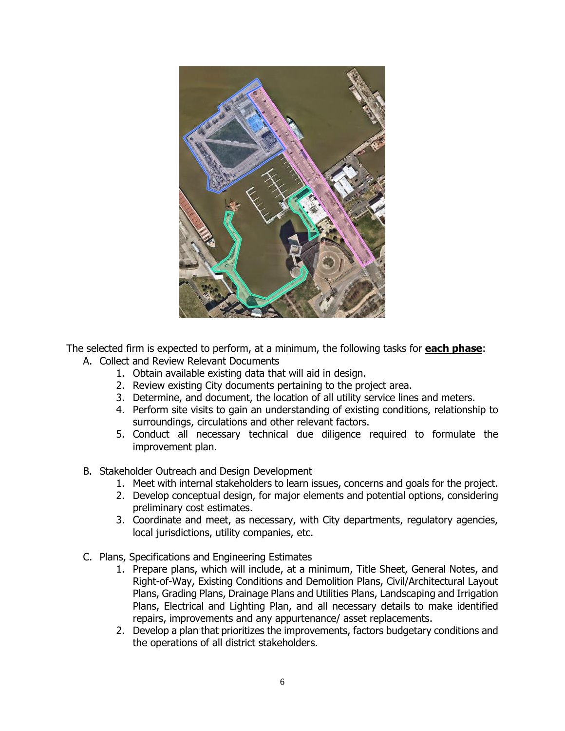The selected firm is expected to perform, at a minimum, the following tasks for **each phase**:

A. Collect and Review Relevant Documents
   1. Obtain available existing data that will aid in design.
   2. Review existing City documents pertaining to the project area.
   3. Determine, and document, the location of all utility service lines and meters.
   4. Perform site visits to gain an understanding of existing conditions, relationship to surroundings, circulations and other relevant factors.
   5. Conduct all necessary technical due diligence required to formulate the improvement plan.

B. Stakeholder Outreach and Design Development
   1. Meet with internal stakeholders to learn issues, concerns and goals for the project.
   2. Develop conceptual design, for major elements and potential options, considering preliminary cost estimates.
   3. Coordinate and meet, as necessary, with City departments, regulatory agencies, local jurisdictions, utility companies, etc.

C. Plans, Specifications and Engineering Estimates
   1. Prepare plans, which will include, at a minimum, Title Sheet, General Notes, and Right-of-Way, Existing Conditions and Demolition Plans, Civil/Architectural Layout Plans, Grading Plans, Drainage Plans and Utilities Plans, Landscaping and Irrigation Plans, Electrical and Lighting Plan, and all necessary details to make identified repairs, improvements and any appurtenance/ asset replacements.
   2. Develop a plan that prioritizes the improvements, factors budgetary conditions and the operations of all district stakeholders.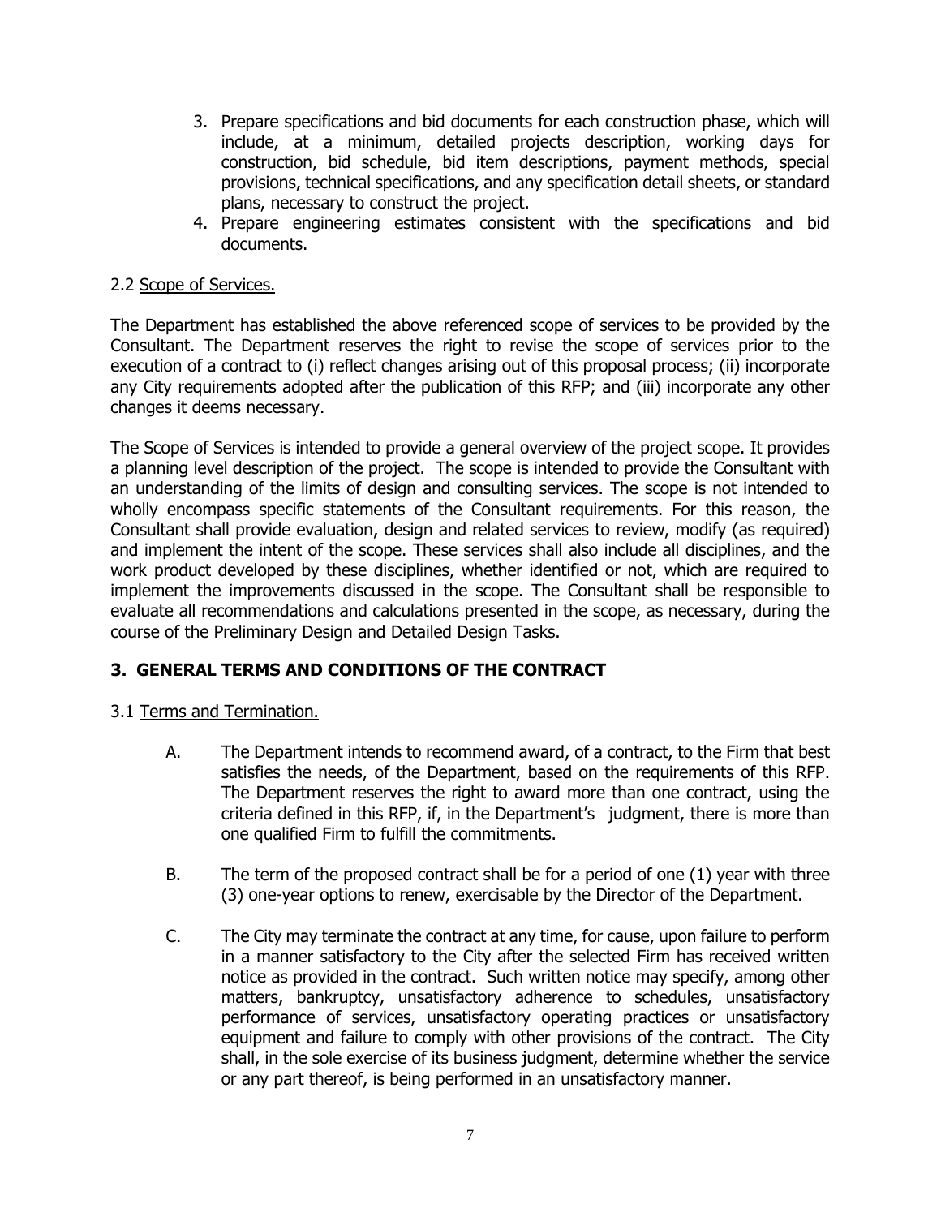3. Prepare specifications and bid documents for each construction phase, which will include, at a minimum, detailed projects description, working days for construction, bid schedule, bid item descriptions, payment methods, special provisions, technical specifications, and any specification detail sheets, or standard plans, necessary to construct the project.
4. Prepare engineering estimates consistent with the specifications and bid documents.

2.2 <u>Scope of Services.</u>

The Department has established the above referenced scope of services to be provided by the Consultant. The Department reserves the right to revise the scope of services prior to the execution of a contract to (i) reflect changes arising out of this proposal process; (ii) incorporate any City requirements adopted after the publication of this RFP; and (iii) incorporate any other changes it deems necessary.

The Scope of Services is intended to provide a general overview of the project scope. It provides a planning level description of the project. The scope is intended to provide the Consultant with an understanding of the limits of design and consulting services. The scope is not intended to wholly encompass specific statements of the Consultant requirements. For this reason, the Consultant shall provide evaluation, design and related services to review, modify (as required) and implement the intent of the scope. These services shall also include all disciplines, and the work product developed by these disciplines, whether identified or not, which are required to implement the improvements discussed in the scope. The Consultant shall be responsible to evaluate all recommendations and calculations presented in the scope, as necessary, during the course of the Preliminary Design and Detailed Design Tasks.

## 3. GENERAL TERMS AND CONDITIONS OF THE CONTRACT

3.1 <u>Terms and Termination.</u>

A. The Department intends to recommend award, of a contract, to the Firm that best satisfies the needs, of the Department, based on the requirements of this RFP. The Department reserves the right to award more than one contract, using the criteria defined in this RFP, if, in the Department's judgment, there is more than one qualified Firm to fulfill the commitments.

B. The term of the proposed contract shall be for a period of one (1) year with three (3) one-year options to renew, exercisable by the Director of the Department.

C. The City may terminate the contract at any time, for cause, upon failure to perform in a manner satisfactory to the City after the selected Firm has received written notice as provided in the contract. Such written notice may specify, among other matters, bankruptcy, unsatisfactory adherence to schedules, unsatisfactory performance of services, unsatisfactory operating practices or unsatisfactory equipment and failure to comply with other provisions of the contract. The City shall, in the sole exercise of its business judgment, determine whether the service or any part thereof, is being performed in an unsatisfactory manner.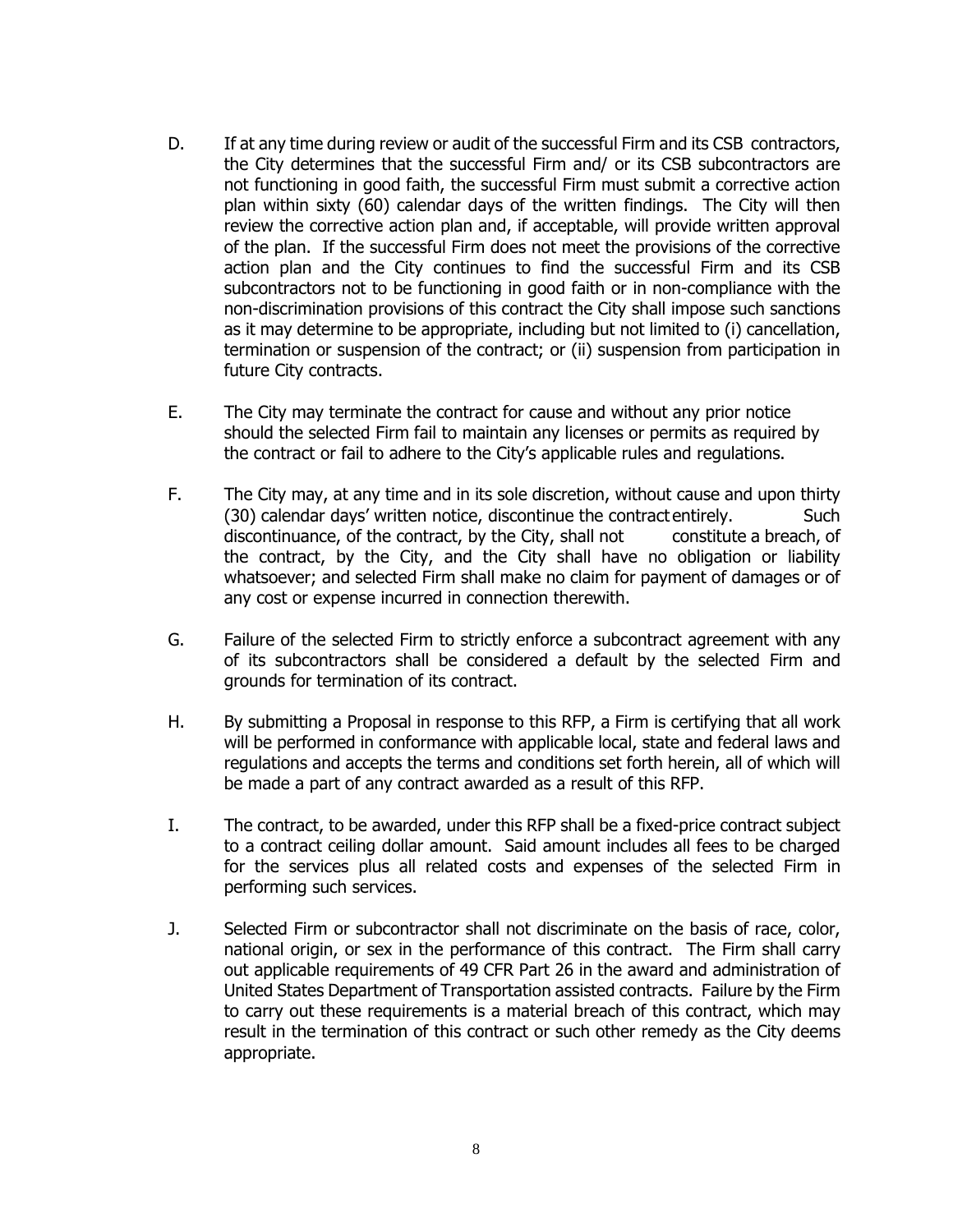D. If at any time during review or audit of the successful Firm and its CSB contractors, the City determines that the successful Firm and/ or its CSB subcontractors are not functioning in good faith, the successful Firm must submit a corrective action plan within sixty (60) calendar days of the written findings. The City will then review the corrective action plan and, if acceptable, will provide written approval of the plan. If the successful Firm does not meet the provisions of the corrective action plan and the City continues to find the successful Firm and its CSB subcontractors not to be functioning in good faith or in non-compliance with the non-discrimination provisions of this contract the City shall impose such sanctions as it may determine to be appropriate, including but not limited to (i) cancellation, termination or suspension of the contract; or (ii) suspension from participation in future City contracts.

E. The City may terminate the contract for cause and without any prior notice should the selected Firm fail to maintain any licenses or permits as required by the contract or fail to adhere to the City's applicable rules and regulations.

F. The City may, at any time and in its sole discretion, without cause and upon thirty (30) calendar days' written notice, discontinue the contract entirely. Such discontinuance, of the contract, by the City, shall not constitute a breach, of the contract, by the City, and the City shall have no obligation or liability whatsoever; and selected Firm shall make no claim for payment of damages or of any cost or expense incurred in connection therewith.

G. Failure of the selected Firm to strictly enforce a subcontract agreement with any of its subcontractors shall be considered a default by the selected Firm and grounds for termination of its contract.

H. By submitting a Proposal in response to this RFP, a Firm is certifying that all work will be performed in conformance with applicable local, state and federal laws and regulations and accepts the terms and conditions set forth herein, all of which will be made a part of any contract awarded as a result of this RFP.

I. The contract, to be awarded, under this RFP shall be a fixed-price contract subject to a contract ceiling dollar amount. Said amount includes all fees to be charged for the services plus all related costs and expenses of the selected Firm in performing such services.

J. Selected Firm or subcontractor shall not discriminate on the basis of race, color, national origin, or sex in the performance of this contract. The Firm shall carry out applicable requirements of 49 CFR Part 26 in the award and administration of United States Department of Transportation assisted contracts. Failure by the Firm to carry out these requirements is a material breach of this contract, which may result in the termination of this contract or such other remedy as the City deems appropriate.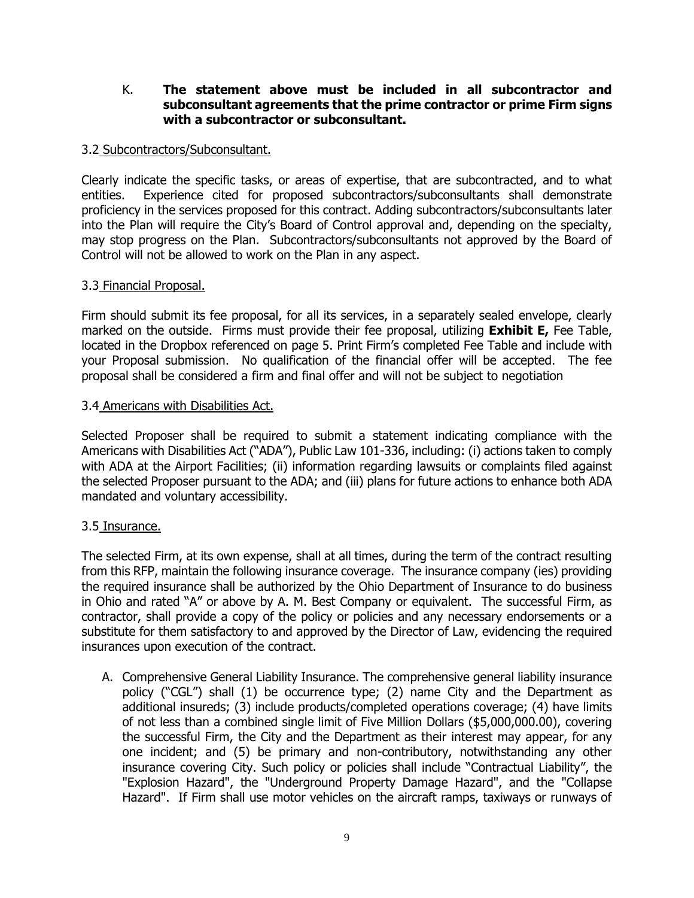K. **The statement above must be included in all subcontractor and subconsultant agreements that the prime contractor or prime Firm signs with a subcontractor or subconsultant.**

3.2 Subcontractors/Subconsultant.

Clearly indicate the specific tasks, or areas of expertise, that are subcontracted, and to what entities. Experience cited for proposed subcontractors/subconsultants shall demonstrate proficiency in the services proposed for this contract. Adding subcontractors/subconsultants later into the Plan will require the City's Board of Control approval and, depending on the specialty, may stop progress on the Plan. Subcontractors/subconsultants not approved by the Board of Control will not be allowed to work on the Plan in any aspect.

3.3 Financial Proposal.

Firm should submit its fee proposal, for all its services, in a separately sealed envelope, clearly marked on the outside. Firms must provide their fee proposal, utilizing **Exhibit E,** Fee Table, located in the Dropbox referenced on page 5. Print Firm's completed Fee Table and include with your Proposal submission. No qualification of the financial offer will be accepted. The fee proposal shall be considered a firm and final offer and will not be subject to negotiation

3.4 Americans with Disabilities Act.

Selected Proposer shall be required to submit a statement indicating compliance with the Americans with Disabilities Act ("ADA"), Public Law 101-336, including: (i) actions taken to comply with ADA at the Airport Facilities; (ii) information regarding lawsuits or complaints filed against the selected Proposer pursuant to the ADA; and (iii) plans for future actions to enhance both ADA mandated and voluntary accessibility.

3.5 Insurance.

The selected Firm, at its own expense, shall at all times, during the term of the contract resulting from this RFP, maintain the following insurance coverage. The insurance company (ies) providing the required insurance shall be authorized by the Ohio Department of Insurance to do business in Ohio and rated "A" or above by A. M. Best Company or equivalent. The successful Firm, as contractor, shall provide a copy of the policy or policies and any necessary endorsements or a substitute for them satisfactory to and approved by the Director of Law, evidencing the required insurances upon execution of the contract.

A. Comprehensive General Liability Insurance. The comprehensive general liability insurance policy ("CGL") shall (1) be occurrence type; (2) name City and the Department as additional insureds; (3) include products/completed operations coverage; (4) have limits of not less than a combined single limit of Five Million Dollars ($5,000,000.00), covering the successful Firm, the City and the Department as their interest may appear, for any one incident; and (5) be primary and non-contributory, notwithstanding any other insurance covering City. Such policy or policies shall include "Contractual Liability", the "Explosion Hazard", the "Underground Property Damage Hazard", and the "Collapse Hazard". If Firm shall use motor vehicles on the aircraft ramps, taxiways or runways of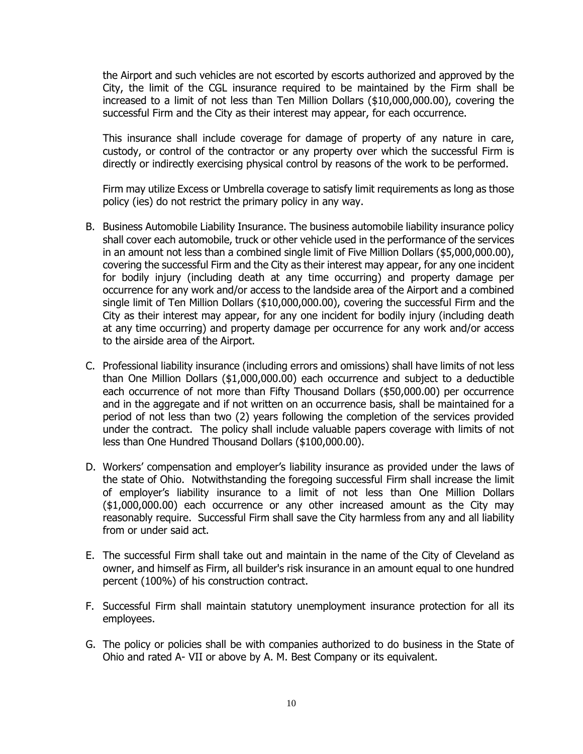the Airport and such vehicles are not escorted by escorts authorized and approved by the City, the limit of the CGL insurance required to be maintained by the Firm shall be increased to a limit of not less than Ten Million Dollars ($10,000,000.00), covering the successful Firm and the City as their interest may appear, for each occurrence.

This insurance shall include coverage for damage of property of any nature in care, custody, or control of the contractor or any property over which the successful Firm is directly or indirectly exercising physical control by reasons of the work to be performed.

Firm may utilize Excess or Umbrella coverage to satisfy limit requirements as long as those policy (ies) do not restrict the primary policy in any way.

B. Business Automobile Liability Insurance. The business automobile liability insurance policy shall cover each automobile, truck or other vehicle used in the performance of the services in an amount not less than a combined single limit of Five Million Dollars ($5,000,000.00), covering the successful Firm and the City as their interest may appear, for any one incident for bodily injury (including death at any time occurring) and property damage per occurrence for any work and/or access to the landside area of the Airport and a combined single limit of Ten Million Dollars ($10,000,000.00), covering the successful Firm and the City as their interest may appear, for any one incident for bodily injury (including death at any time occurring) and property damage per occurrence for any work and/or access to the airside area of the Airport.

C. Professional liability insurance (including errors and omissions) shall have limits of not less than One Million Dollars ($1,000,000.00) each occurrence and subject to a deductible each occurrence of not more than Fifty Thousand Dollars ($50,000.00) per occurrence and in the aggregate and if not written on an occurrence basis, shall be maintained for a period of not less than two (2) years following the completion of the services provided under the contract. The policy shall include valuable papers coverage with limits of not less than One Hundred Thousand Dollars ($100,000.00).

D. Workers' compensation and employer's liability insurance as provided under the laws of the state of Ohio. Notwithstanding the foregoing successful Firm shall increase the limit of employer's liability insurance to a limit of not less than One Million Dollars ($1,000,000.00) each occurrence or any other increased amount as the City may reasonably require. Successful Firm shall save the City harmless from any and all liability from or under said act.

E. The successful Firm shall take out and maintain in the name of the City of Cleveland as owner, and himself as Firm, all builder's risk insurance in an amount equal to one hundred percent (100%) of his construction contract.

F. Successful Firm shall maintain statutory unemployment insurance protection for all its employees.

G. The policy or policies shall be with companies authorized to do business in the State of Ohio and rated A- VII or above by A. M. Best Company or its equivalent.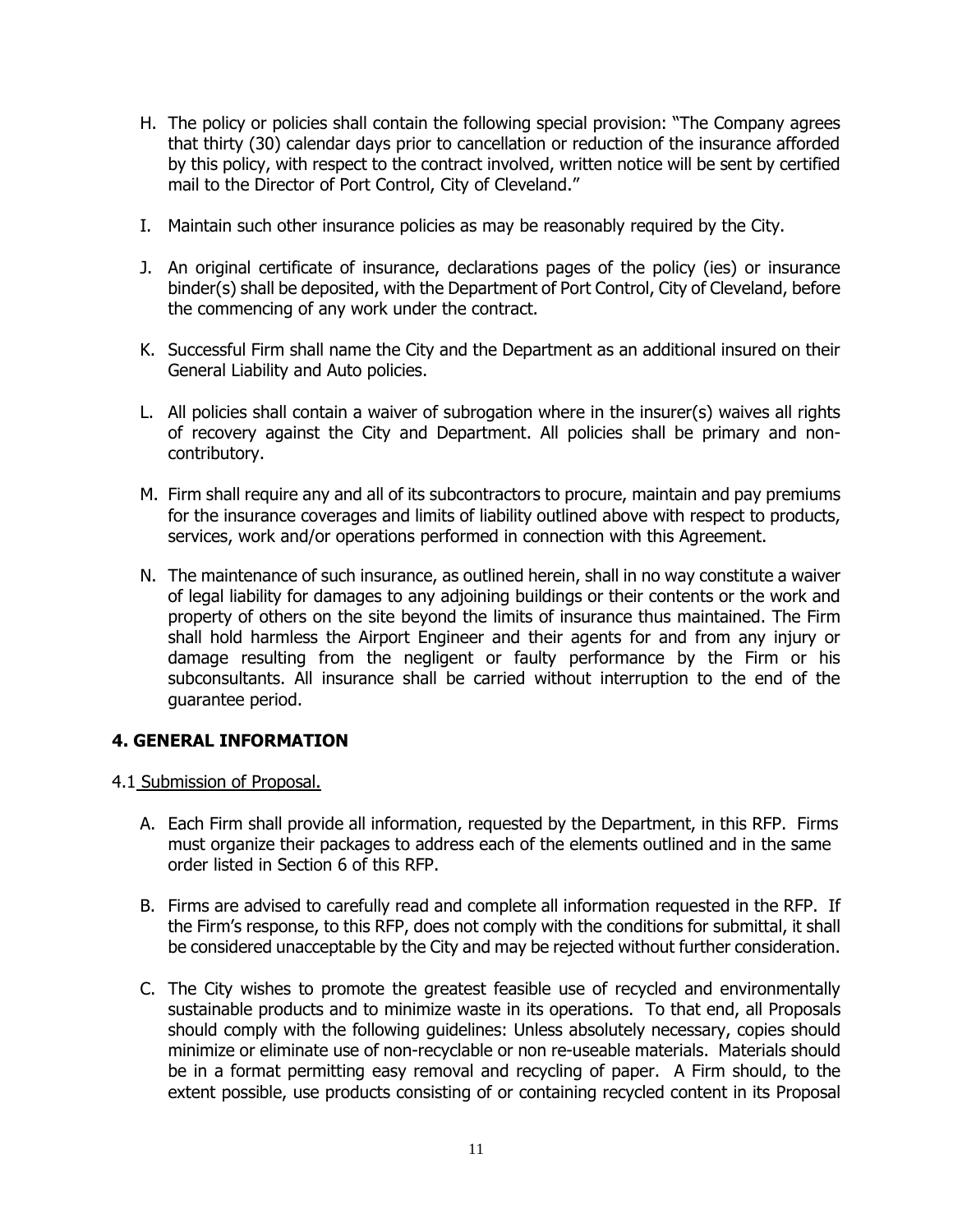H. The policy or policies shall contain the following special provision: "The Company agrees that thirty (30) calendar days prior to cancellation or reduction of the insurance afforded by this policy, with respect to the contract involved, written notice will be sent by certified mail to the Director of Port Control, City of Cleveland."

I. Maintain such other insurance policies as may be reasonably required by the City.

J. An original certificate of insurance, declarations pages of the policy (ies) or insurance binder(s) shall be deposited, with the Department of Port Control, City of Cleveland, before the commencing of any work under the contract.

K. Successful Firm shall name the City and the Department as an additional insured on their General Liability and Auto policies.

L. All policies shall contain a waiver of subrogation where in the insurer(s) waives all rights of recovery against the City and Department. All policies shall be primary and non-contributory.

M. Firm shall require any and all of its subcontractors to procure, maintain and pay premiums for the insurance coverages and limits of liability outlined above with respect to products, services, work and/or operations performed in connection with this Agreement.

N. The maintenance of such insurance, as outlined herein, shall in no way constitute a waiver of legal liability for damages to any adjoining buildings or their contents or the work and property of others on the site beyond the limits of insurance thus maintained. The Firm shall hold harmless the Airport Engineer and their agents for and from any injury or damage resulting from the negligent or faulty performance by the Firm or his subconsultants. All insurance shall be carried without interruption to the end of the guarantee period.

## 4. GENERAL INFORMATION

4.1 Submission of Proposal.

A. Each Firm shall provide all information, requested by the Department, in this RFP. Firms must organize their packages to address each of the elements outlined and in the same order listed in Section 6 of this RFP.

B. Firms are advised to carefully read and complete all information requested in the RFP. If the Firm's response, to this RFP, does not comply with the conditions for submittal, it shall be considered unacceptable by the City and may be rejected without further consideration.

C. The City wishes to promote the greatest feasible use of recycled and environmentally sustainable products and to minimize waste in its operations. To that end, all Proposals should comply with the following guidelines: Unless absolutely necessary, copies should minimize or eliminate use of non-recyclable or non re-useable materials. Materials should be in a format permitting easy removal and recycling of paper. A Firm should, to the extent possible, use products consisting of or containing recycled content in its Proposal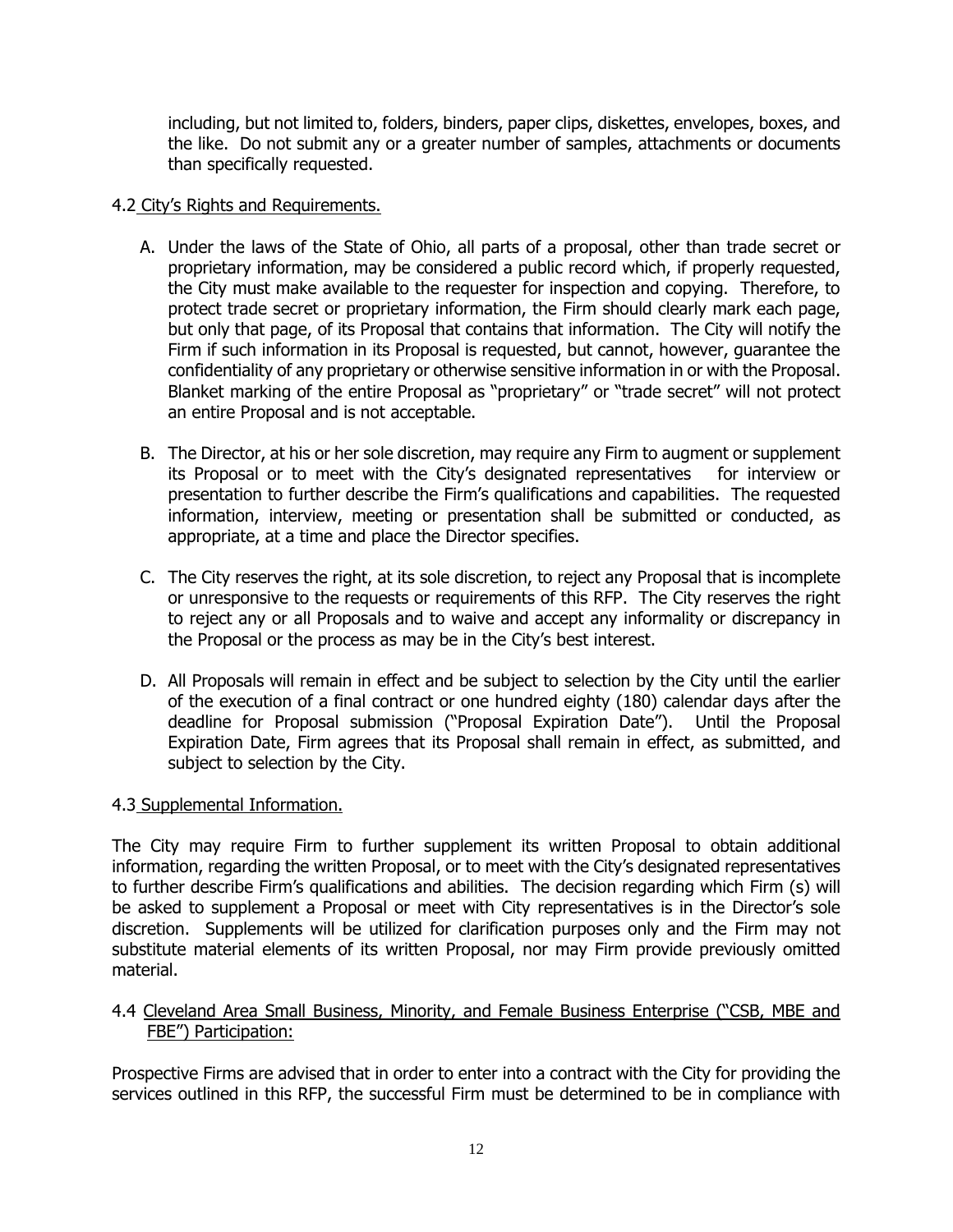including, but not limited to, folders, binders, paper clips, diskettes, envelopes, boxes, and the like. Do not submit any or a greater number of samples, attachments or documents than specifically requested.

4.2 City's Rights and Requirements.

A. Under the laws of the State of Ohio, all parts of a proposal, other than trade secret or proprietary information, may be considered a public record which, if properly requested, the City must make available to the requester for inspection and copying. Therefore, to protect trade secret or proprietary information, the Firm should clearly mark each page, but only that page, of its Proposal that contains that information. The City will notify the Firm if such information in its Proposal is requested, but cannot, however, guarantee the confidentiality of any proprietary or otherwise sensitive information in or with the Proposal. Blanket marking of the entire Proposal as "proprietary" or "trade secret" will not protect an entire Proposal and is not acceptable.

B. The Director, at his or her sole discretion, may require any Firm to augment or supplement its Proposal or to meet with the City's designated representatives for interview or presentation to further describe the Firm's qualifications and capabilities. The requested information, interview, meeting or presentation shall be submitted or conducted, as appropriate, at a time and place the Director specifies.

C. The City reserves the right, at its sole discretion, to reject any Proposal that is incomplete or unresponsive to the requests or requirements of this RFP. The City reserves the right to reject any or all Proposals and to waive and accept any informality or discrepancy in the Proposal or the process as may be in the City's best interest.

D. All Proposals will remain in effect and be subject to selection by the City until the earlier of the execution of a final contract or one hundred eighty (180) calendar days after the deadline for Proposal submission ("Proposal Expiration Date"). Until the Proposal Expiration Date, Firm agrees that its Proposal shall remain in effect, as submitted, and subject to selection by the City.

4.3 Supplemental Information.

The City may require Firm to further supplement its written Proposal to obtain additional information, regarding the written Proposal, or to meet with the City's designated representatives to further describe Firm's qualifications and abilities. The decision regarding which Firm (s) will be asked to supplement a Proposal or meet with City representatives is in the Director's sole discretion. Supplements will be utilized for clarification purposes only and the Firm may not substitute material elements of its written Proposal, nor may Firm provide previously omitted material.

4.4 Cleveland Area Small Business, Minority, and Female Business Enterprise ("CSB, MBE and FBE") Participation:

Prospective Firms are advised that in order to enter into a contract with the City for providing the services outlined in this RFP, the successful Firm must be determined to be in compliance with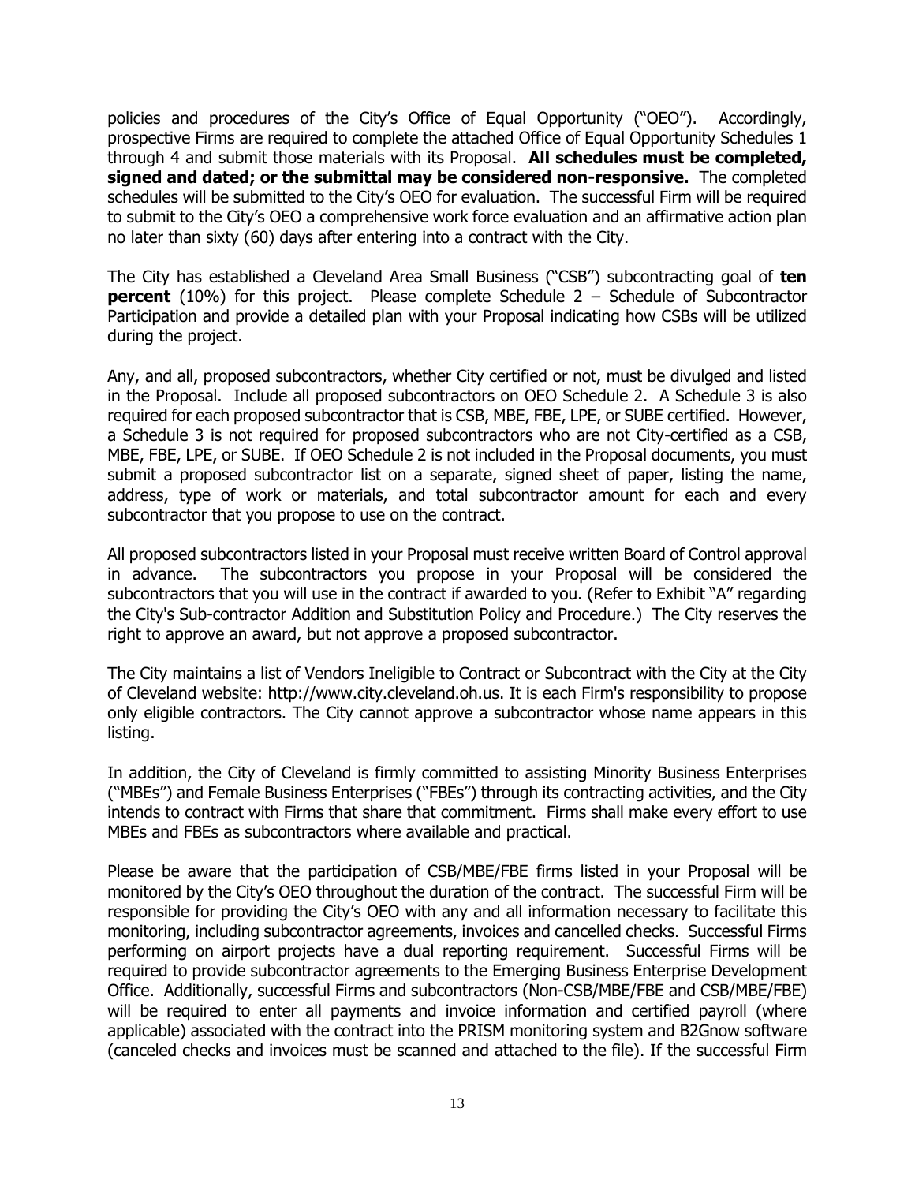policies and procedures of the City's Office of Equal Opportunity ("OEO"). Accordingly, prospective Firms are required to complete the attached Office of Equal Opportunity Schedules 1 through 4 and submit those materials with its Proposal. **All schedules must be completed, signed and dated; or the submittal may be considered non-responsive.** The completed schedules will be submitted to the City's OEO for evaluation. The successful Firm will be required to submit to the City's OEO a comprehensive work force evaluation and an affirmative action plan no later than sixty (60) days after entering into a contract with the City.

The City has established a Cleveland Area Small Business ("CSB") subcontracting goal of **ten percent** (10%) for this project. Please complete Schedule 2 – Schedule of Subcontractor Participation and provide a detailed plan with your Proposal indicating how CSBs will be utilized during the project.

Any, and all, proposed subcontractors, whether City certified or not, must be divulged and listed in the Proposal. Include all proposed subcontractors on OEO Schedule 2. A Schedule 3 is also required for each proposed subcontractor that is CSB, MBE, FBE, LPE, or SUBE certified. However, a Schedule 3 is not required for proposed subcontractors who are not City-certified as a CSB, MBE, FBE, LPE, or SUBE. If OEO Schedule 2 is not included in the Proposal documents, you must submit a proposed subcontractor list on a separate, signed sheet of paper, listing the name, address, type of work or materials, and total subcontractor amount for each and every subcontractor that you propose to use on the contract.

All proposed subcontractors listed in your Proposal must receive written Board of Control approval in advance. The subcontractors you propose in your Proposal will be considered the subcontractors that you will use in the contract if awarded to you. (Refer to Exhibit "A" regarding the City's Sub-contractor Addition and Substitution Policy and Procedure.) The City reserves the right to approve an award, but not approve a proposed subcontractor.

The City maintains a list of Vendors Ineligible to Contract or Subcontract with the City at the City of Cleveland website: http://www.city.cleveland.oh.us. It is each Firm's responsibility to propose only eligible contractors. The City cannot approve a subcontractor whose name appears in this listing.

In addition, the City of Cleveland is firmly committed to assisting Minority Business Enterprises ("MBEs") and Female Business Enterprises ("FBEs") through its contracting activities, and the City intends to contract with Firms that share that commitment. Firms shall make every effort to use MBEs and FBEs as subcontractors where available and practical.

Please be aware that the participation of CSB/MBE/FBE firms listed in your Proposal will be monitored by the City's OEO throughout the duration of the contract. The successful Firm will be responsible for providing the City's OEO with any and all information necessary to facilitate this monitoring, including subcontractor agreements, invoices and cancelled checks. Successful Firms performing on airport projects have a dual reporting requirement. Successful Firms will be required to provide subcontractor agreements to the Emerging Business Enterprise Development Office. Additionally, successful Firms and subcontractors (Non-CSB/MBE/FBE and CSB/MBE/FBE) will be required to enter all payments and invoice information and certified payroll (where applicable) associated with the contract into the PRISM monitoring system and B2Gnow software (canceled checks and invoices must be scanned and attached to the file). If the successful Firm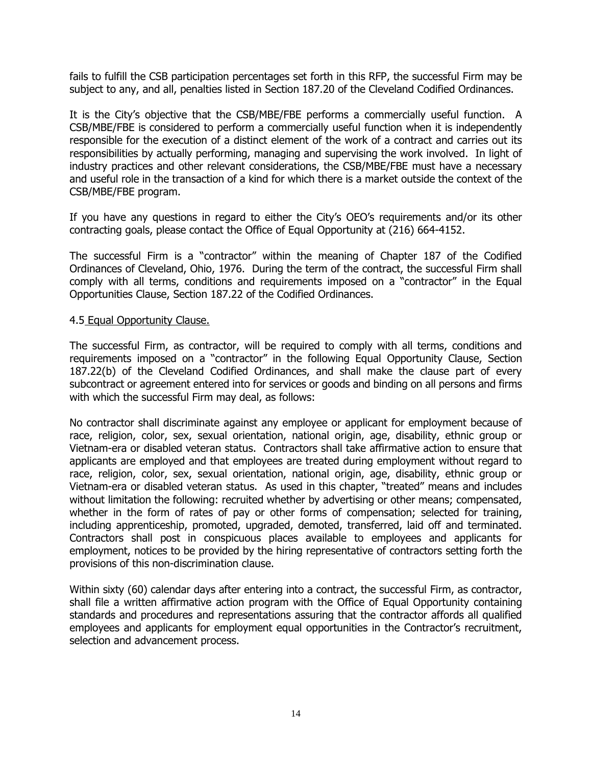fails to fulfill the CSB participation percentages set forth in this RFP, the successful Firm may be subject to any, and all, penalties listed in Section 187.20 of the Cleveland Codified Ordinances.

It is the City's objective that the CSB/MBE/FBE performs a commercially useful function. A CSB/MBE/FBE is considered to perform a commercially useful function when it is independently responsible for the execution of a distinct element of the work of a contract and carries out its responsibilities by actually performing, managing and supervising the work involved. In light of industry practices and other relevant considerations, the CSB/MBE/FBE must have a necessary and useful role in the transaction of a kind for which there is a market outside the context of the CSB/MBE/FBE program.

If you have any questions in regard to either the City's OEO's requirements and/or its other contracting goals, please contact the Office of Equal Opportunity at (216) 664-4152.

The successful Firm is a "contractor" within the meaning of Chapter 187 of the Codified Ordinances of Cleveland, Ohio, 1976. During the term of the contract, the successful Firm shall comply with all terms, conditions and requirements imposed on a "contractor" in the Equal Opportunities Clause, Section 187.22 of the Codified Ordinances.

4.5 Equal Opportunity Clause.

The successful Firm, as contractor, will be required to comply with all terms, conditions and requirements imposed on a "contractor" in the following Equal Opportunity Clause, Section 187.22(b) of the Cleveland Codified Ordinances, and shall make the clause part of every subcontract or agreement entered into for services or goods and binding on all persons and firms with which the successful Firm may deal, as follows:

No contractor shall discriminate against any employee or applicant for employment because of race, religion, color, sex, sexual orientation, national origin, age, disability, ethnic group or Vietnam-era or disabled veteran status. Contractors shall take affirmative action to ensure that applicants are employed and that employees are treated during employment without regard to race, religion, color, sex, sexual orientation, national origin, age, disability, ethnic group or Vietnam-era or disabled veteran status. As used in this chapter, "treated" means and includes without limitation the following: recruited whether by advertising or other means; compensated, whether in the form of rates of pay or other forms of compensation; selected for training, including apprenticeship, promoted, upgraded, demoted, transferred, laid off and terminated. Contractors shall post in conspicuous places available to employees and applicants for employment, notices to be provided by the hiring representative of contractors setting forth the provisions of this non-discrimination clause.

Within sixty (60) calendar days after entering into a contract, the successful Firm, as contractor, shall file a written affirmative action program with the Office of Equal Opportunity containing standards and procedures and representations assuring that the contractor affords all qualified employees and applicants for employment equal opportunities in the Contractor's recruitment, selection and advancement process.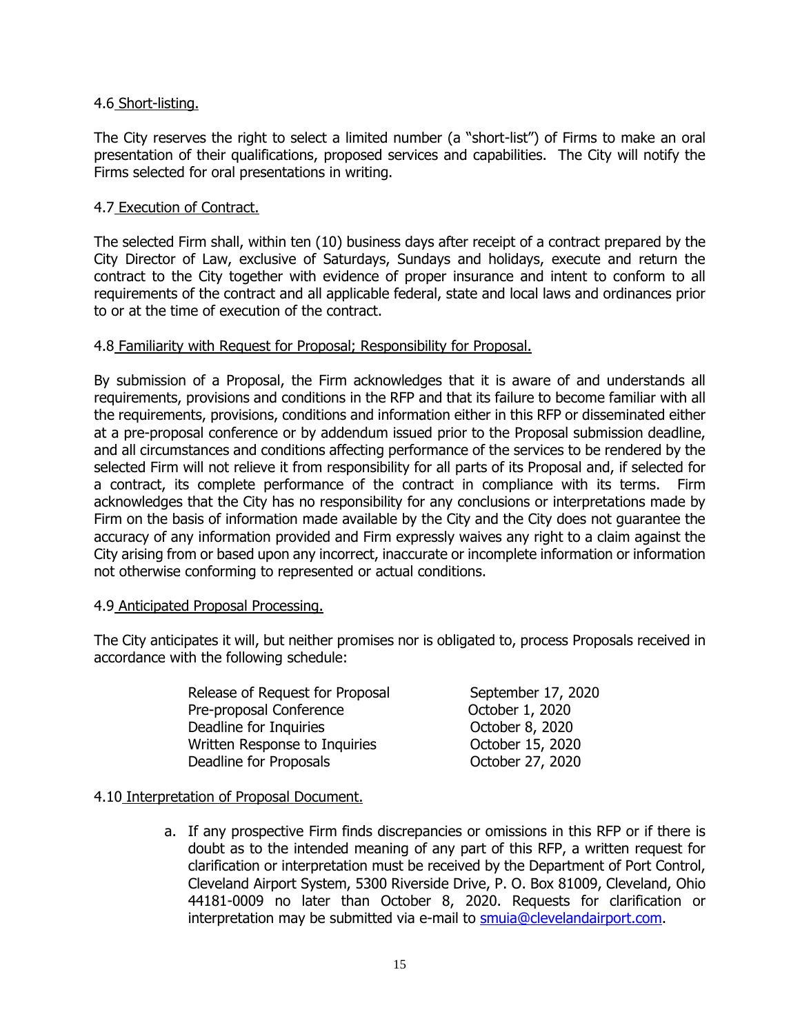4.6 Short-listing.

The City reserves the right to select a limited number (a "short-list") of Firms to make an oral presentation of their qualifications, proposed services and capabilities. The City will notify the Firms selected for oral presentations in writing.

4.7 Execution of Contract.

The selected Firm shall, within ten (10) business days after receipt of a contract prepared by the City Director of Law, exclusive of Saturdays, Sundays and holidays, execute and return the contract to the City together with evidence of proper insurance and intent to conform to all requirements of the contract and all applicable federal, state and local laws and ordinances prior to or at the time of execution of the contract.

4.8 Familiarity with Request for Proposal; Responsibility for Proposal.

By submission of a Proposal, the Firm acknowledges that it is aware of and understands all requirements, provisions and conditions in the RFP and that its failure to become familiar with all the requirements, provisions, conditions and information either in this RFP or disseminated either at a pre-proposal conference or by addendum issued prior to the Proposal submission deadline, and all circumstances and conditions affecting performance of the services to be rendered by the selected Firm will not relieve it from responsibility for all parts of its Proposal and, if selected for a contract, its complete performance of the contract in compliance with its terms. Firm acknowledges that the City has no responsibility for any conclusions or interpretations made by Firm on the basis of information made available by the City and the City does not guarantee the accuracy of any information provided and Firm expressly waives any right to a claim against the City arising from or based upon any incorrect, inaccurate or incomplete information or information not otherwise conforming to represented or actual conditions.

4.9 Anticipated Proposal Processing.

The City anticipates it will, but neither promises nor is obligated to, process Proposals received in accordance with the following schedule:

| | |
|---|---|
| Release of Request for Proposal | September 17, 2020 |
| Pre-proposal Conference | October 1, 2020 |
| Deadline for Inquiries | October 8, 2020 |
| Written Response to Inquiries | October 15, 2020 |
| Deadline for Proposals | October 27, 2020 |

4.10 Interpretation of Proposal Document.

a. If any prospective Firm finds discrepancies or omissions in this RFP or if there is doubt as to the intended meaning of any part of this RFP, a written request for clarification or interpretation must be received by the Department of Port Control, Cleveland Airport System, 5300 Riverside Drive, P. O. Box 81009, Cleveland, Ohio 44181-0009 no later than October 8, 2020. Requests for clarification or interpretation may be submitted via e-mail to smuia@clevelandairport.com.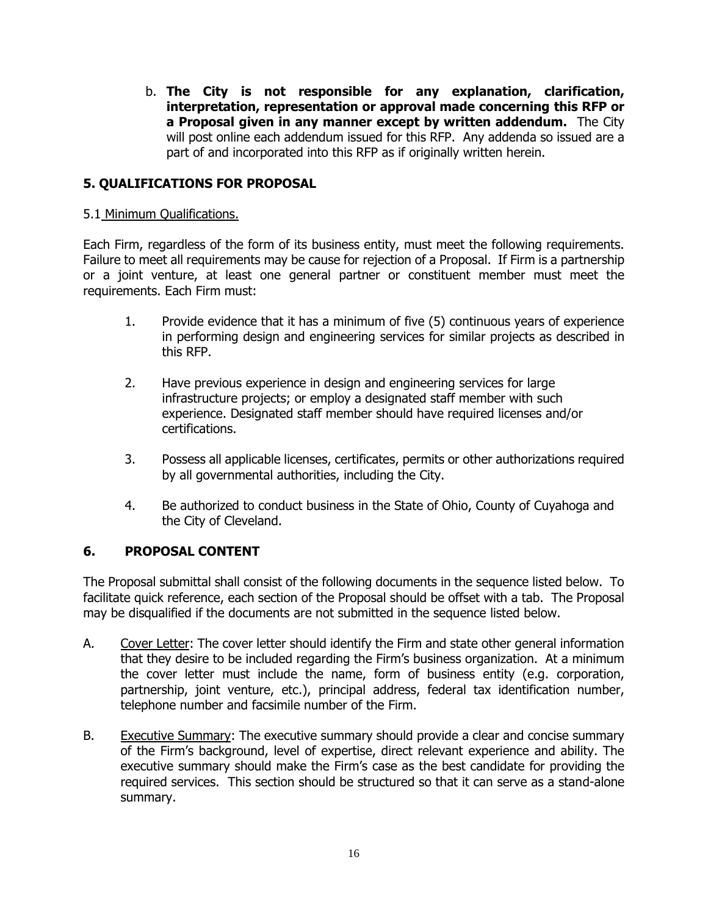b. **The City is not responsible for any explanation, clarification, interpretation, representation or approval made concerning this RFP or a Proposal given in any manner except by written addendum.** The City will post online each addendum issued for this RFP. Any addenda so issued are a part of and incorporated into this RFP as if originally written herein.

## 5. QUALIFICATIONS FOR PROPOSAL

5.1 Minimum Qualifications.

Each Firm, regardless of the form of its business entity, must meet the following requirements. Failure to meet all requirements may be cause for rejection of a Proposal. If Firm is a partnership or a joint venture, at least one general partner or constituent member must meet the requirements. Each Firm must:

1. Provide evidence that it has a minimum of five (5) continuous years of experience in performing design and engineering services for similar projects as described in this RFP.

2. Have previous experience in design and engineering services for large infrastructure projects; or employ a designated staff member with such experience. Designated staff member should have required licenses and/or certifications.

3. Possess all applicable licenses, certificates, permits or other authorizations required by all governmental authorities, including the City.

4. Be authorized to conduct business in the State of Ohio, County of Cuyahoga and the City of Cleveland.

## 6. PROPOSAL CONTENT

The Proposal submittal shall consist of the following documents in the sequence listed below. To facilitate quick reference, each section of the Proposal should be offset with a tab. The Proposal may be disqualified if the documents are not submitted in the sequence listed below.

A. Cover Letter: The cover letter should identify the Firm and state other general information that they desire to be included regarding the Firm's business organization. At a minimum the cover letter must include the name, form of business entity (e.g. corporation, partnership, joint venture, etc.), principal address, federal tax identification number, telephone number and facsimile number of the Firm.

B. Executive Summary: The executive summary should provide a clear and concise summary of the Firm's background, level of expertise, direct relevant experience and ability. The executive summary should make the Firm's case as the best candidate for providing the required services. This section should be structured so that it can serve as a stand-alone summary.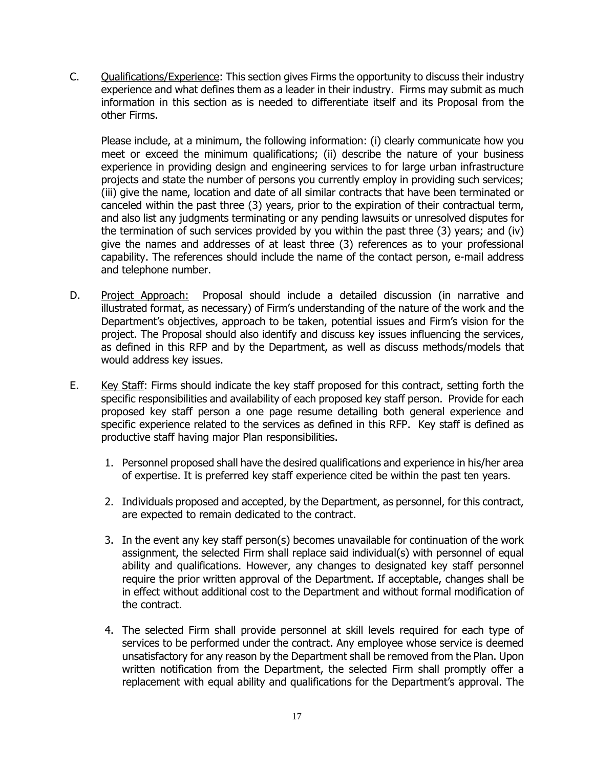C. Qualifications/Experience: This section gives Firms the opportunity to discuss their industry experience and what defines them as a leader in their industry. Firms may submit as much information in this section as is needed to differentiate itself and its Proposal from the other Firms.

   Please include, at a minimum, the following information: (i) clearly communicate how you meet or exceed the minimum qualifications; (ii) describe the nature of your business experience in providing design and engineering services to for large urban infrastructure projects and state the number of persons you currently employ in providing such services; (iii) give the name, location and date of all similar contracts that have been terminated or canceled within the past three (3) years, prior to the expiration of their contractual term, and also list any judgments terminating or any pending lawsuits or unresolved disputes for the termination of such services provided by you within the past three (3) years; and (iv) give the names and addresses of at least three (3) references as to your professional capability. The references should include the name of the contact person, e-mail address and telephone number.

D. Project Approach: Proposal should include a detailed discussion (in narrative and illustrated format, as necessary) of Firm's understanding of the nature of the work and the Department's objectives, approach to be taken, potential issues and Firm's vision for the project. The Proposal should also identify and discuss key issues influencing the services, as defined in this RFP and by the Department, as well as discuss methods/models that would address key issues.

E. Key Staff: Firms should indicate the key staff proposed for this contract, setting forth the specific responsibilities and availability of each proposed key staff person. Provide for each proposed key staff person a one page resume detailing both general experience and specific experience related to the services as defined in this RFP. Key staff is defined as productive staff having major Plan responsibilities.

   1. Personnel proposed shall have the desired qualifications and experience in his/her area of expertise. It is preferred key staff experience cited be within the past ten years.

   2. Individuals proposed and accepted, by the Department, as personnel, for this contract, are expected to remain dedicated to the contract.

   3. In the event any key staff person(s) becomes unavailable for continuation of the work assignment, the selected Firm shall replace said individual(s) with personnel of equal ability and qualifications. However, any changes to designated key staff personnel require the prior written approval of the Department. If acceptable, changes shall be in effect without additional cost to the Department and without formal modification of the contract.

   4. The selected Firm shall provide personnel at skill levels required for each type of services to be performed under the contract. Any employee whose service is deemed unsatisfactory for any reason by the Department shall be removed from the Plan. Upon written notification from the Department, the selected Firm shall promptly offer a replacement with equal ability and qualifications for the Department's approval. The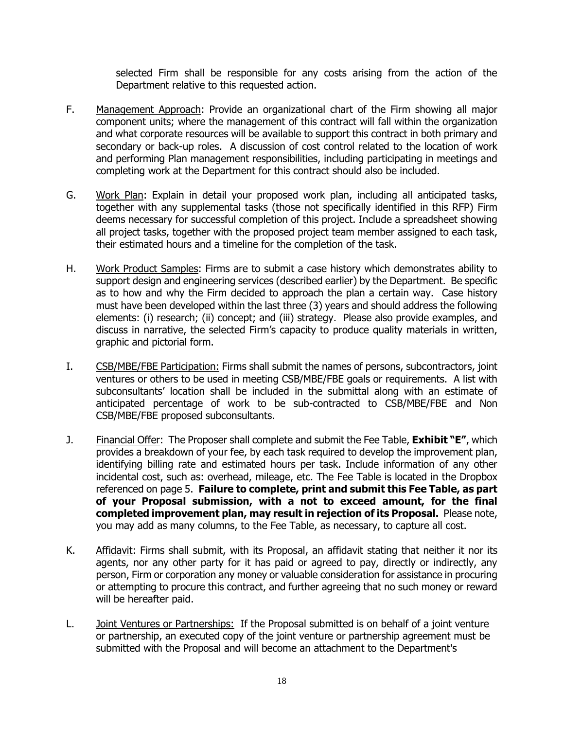selected Firm shall be responsible for any costs arising from the action of the Department relative to this requested action.

F. Management Approach: Provide an organizational chart of the Firm showing all major component units; where the management of this contract will fall within the organization and what corporate resources will be available to support this contract in both primary and secondary or back-up roles. A discussion of cost control related to the location of work and performing Plan management responsibilities, including participating in meetings and completing work at the Department for this contract should also be included.

G. Work Plan: Explain in detail your proposed work plan, including all anticipated tasks, together with any supplemental tasks (those not specifically identified in this RFP) Firm deems necessary for successful completion of this project. Include a spreadsheet showing all project tasks, together with the proposed project team member assigned to each task, their estimated hours and a timeline for the completion of the task.

H. Work Product Samples: Firms are to submit a case history which demonstrates ability to support design and engineering services (described earlier) by the Department. Be specific as to how and why the Firm decided to approach the plan a certain way. Case history must have been developed within the last three (3) years and should address the following elements: (i) research; (ii) concept; and (iii) strategy. Please also provide examples, and discuss in narrative, the selected Firm's capacity to produce quality materials in written, graphic and pictorial form.

I. CSB/MBE/FBE Participation: Firms shall submit the names of persons, subcontractors, joint ventures or others to be used in meeting CSB/MBE/FBE goals or requirements. A list with subconsultants' location shall be included in the submittal along with an estimate of anticipated percentage of work to be sub-contracted to CSB/MBE/FBE and Non CSB/MBE/FBE proposed subconsultants.

J. Financial Offer: The Proposer shall complete and submit the Fee Table, **Exhibit "E"**, which provides a breakdown of your fee, by each task required to develop the improvement plan, identifying billing rate and estimated hours per task. Include information of any other incidental cost, such as: overhead, mileage, etc. The Fee Table is located in the Dropbox referenced on page 5. **Failure to complete, print and submit this Fee Table, as part of your Proposal submission, with a not to exceed amount, for the final completed improvement plan, may result in rejection of its Proposal.** Please note, you may add as many columns, to the Fee Table, as necessary, to capture all cost.

K. Affidavit: Firms shall submit, with its Proposal, an affidavit stating that neither it nor its agents, nor any other party for it has paid or agreed to pay, directly or indirectly, any person, Firm or corporation any money or valuable consideration for assistance in procuring or attempting to procure this contract, and further agreeing that no such money or reward will be hereafter paid.

L. Joint Ventures or Partnerships: If the Proposal submitted is on behalf of a joint venture or partnership, an executed copy of the joint venture or partnership agreement must be submitted with the Proposal and will become an attachment to the Department's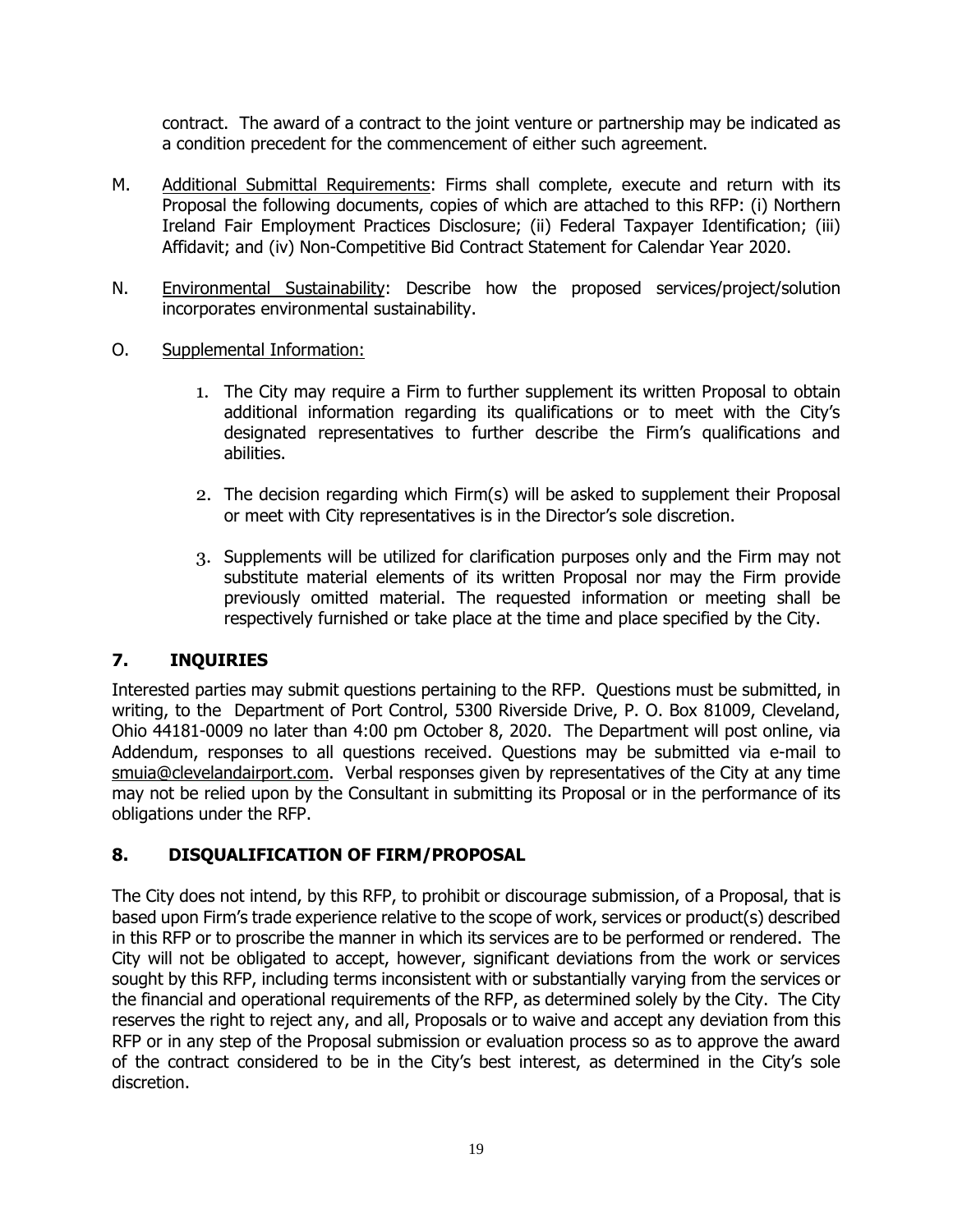contract. The award of a contract to the joint venture or partnership may be indicated as a condition precedent for the commencement of either such agreement.

M. Additional Submittal Requirements: Firms shall complete, execute and return with its Proposal the following documents, copies of which are attached to this RFP: (i) Northern Ireland Fair Employment Practices Disclosure; (ii) Federal Taxpayer Identification; (iii) Affidavit; and (iv) Non-Competitive Bid Contract Statement for Calendar Year 2020.

N. Environmental Sustainability: Describe how the proposed services/project/solution incorporates environmental sustainability.

O. Supplemental Information:

1. The City may require a Firm to further supplement its written Proposal to obtain additional information regarding its qualifications or to meet with the City's designated representatives to further describe the Firm's qualifications and abilities.

2. The decision regarding which Firm(s) will be asked to supplement their Proposal or meet with City representatives is in the Director's sole discretion.

3. Supplements will be utilized for clarification purposes only and the Firm may not substitute material elements of its written Proposal nor may the Firm provide previously omitted material. The requested information or meeting shall be respectively furnished or take place at the time and place specified by the City.

## 7. INQUIRIES

Interested parties may submit questions pertaining to the RFP. Questions must be submitted, in writing, to the Department of Port Control, 5300 Riverside Drive, P. O. Box 81009, Cleveland, Ohio 44181-0009 no later than 4:00 pm October 8, 2020. The Department will post online, via Addendum, responses to all questions received. Questions may be submitted via e-mail to smuia@clevelandairport.com. Verbal responses given by representatives of the City at any time may not be relied upon by the Consultant in submitting its Proposal or in the performance of its obligations under the RFP.

## 8. DISQUALIFICATION OF FIRM/PROPOSAL

The City does not intend, by this RFP, to prohibit or discourage submission, of a Proposal, that is based upon Firm's trade experience relative to the scope of work, services or product(s) described in this RFP or to proscribe the manner in which its services are to be performed or rendered. The City will not be obligated to accept, however, significant deviations from the work or services sought by this RFP, including terms inconsistent with or substantially varying from the services or the financial and operational requirements of the RFP, as determined solely by the City. The City reserves the right to reject any, and all, Proposals or to waive and accept any deviation from this RFP or in any step of the Proposal submission or evaluation process so as to approve the award of the contract considered to be in the City's best interest, as determined in the City's sole discretion.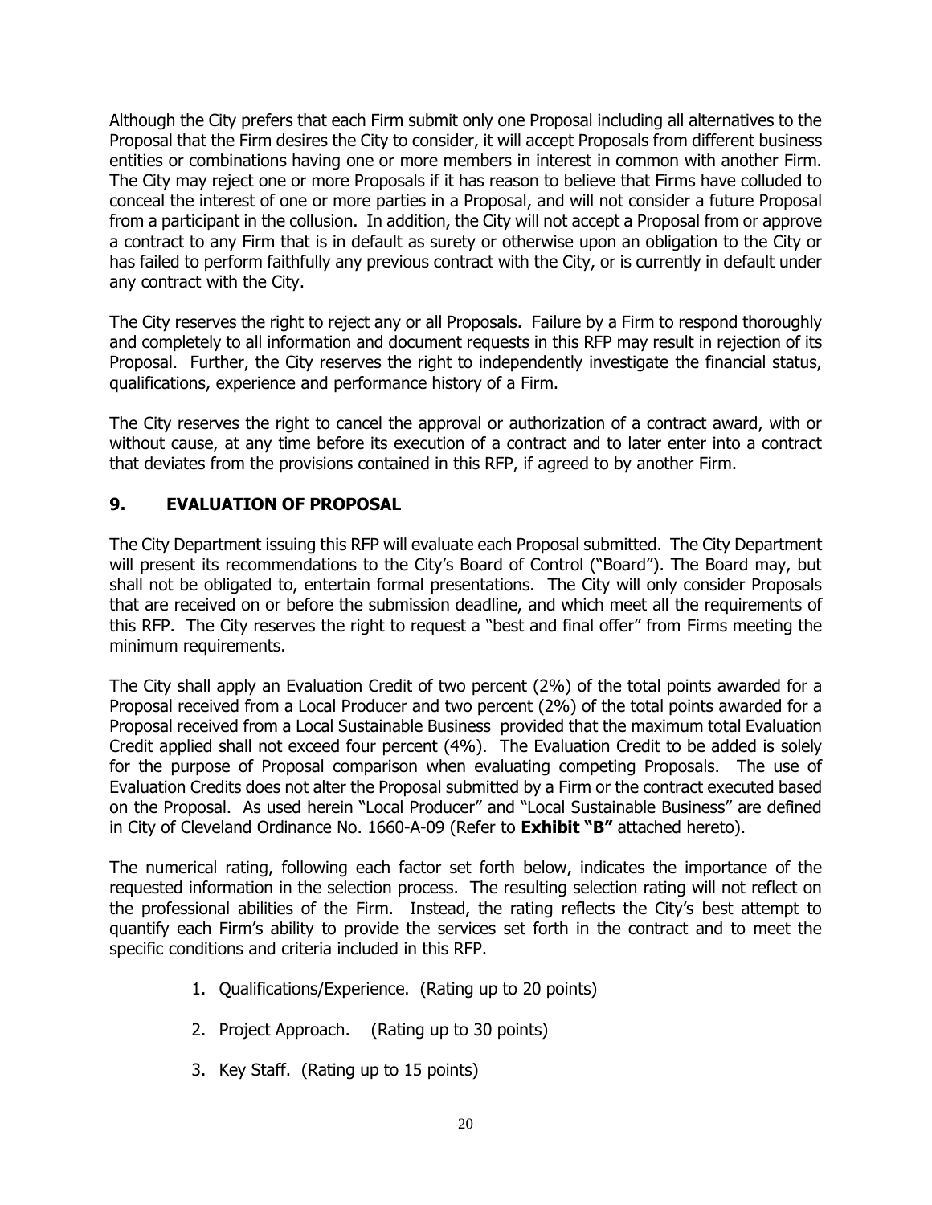Although the City prefers that each Firm submit only one Proposal including all alternatives to the Proposal that the Firm desires the City to consider, it will accept Proposals from different business entities or combinations having one or more members in interest in common with another Firm. The City may reject one or more Proposals if it has reason to believe that Firms have colluded to conceal the interest of one or more parties in a Proposal, and will not consider a future Proposal from a participant in the collusion. In addition, the City will not accept a Proposal from or approve a contract to any Firm that is in default as surety or otherwise upon an obligation to the City or has failed to perform faithfully any previous contract with the City, or is currently in default under any contract with the City.

The City reserves the right to reject any or all Proposals. Failure by a Firm to respond thoroughly and completely to all information and document requests in this RFP may result in rejection of its Proposal. Further, the City reserves the right to independently investigate the financial status, qualifications, experience and performance history of a Firm.

The City reserves the right to cancel the approval or authorization of a contract award, with or without cause, at any time before its execution of a contract and to later enter into a contract that deviates from the provisions contained in this RFP, if agreed to by another Firm.

## 9. EVALUATION OF PROPOSAL

The City Department issuing this RFP will evaluate each Proposal submitted. The City Department will present its recommendations to the City's Board of Control ("Board"). The Board may, but shall not be obligated to, entertain formal presentations. The City will only consider Proposals that are received on or before the submission deadline, and which meet all the requirements of this RFP. The City reserves the right to request a "best and final offer" from Firms meeting the minimum requirements.

The City shall apply an Evaluation Credit of two percent (2%) of the total points awarded for a Proposal received from a Local Producer and two percent (2%) of the total points awarded for a Proposal received from a Local Sustainable Business provided that the maximum total Evaluation Credit applied shall not exceed four percent (4%). The Evaluation Credit to be added is solely for the purpose of Proposal comparison when evaluating competing Proposals. The use of Evaluation Credits does not alter the Proposal submitted by a Firm or the contract executed based on the Proposal. As used herein "Local Producer" and "Local Sustainable Business" are defined in City of Cleveland Ordinance No. 1660-A-09 (Refer to **Exhibit "B"** attached hereto).

The numerical rating, following each factor set forth below, indicates the importance of the requested information in the selection process. The resulting selection rating will not reflect on the professional abilities of the Firm. Instead, the rating reflects the City's best attempt to quantify each Firm's ability to provide the services set forth in the contract and to meet the specific conditions and criteria included in this RFP.

1. Qualifications/Experience. (Rating up to 20 points)
2. Project Approach. (Rating up to 30 points)
3. Key Staff. (Rating up to 15 points)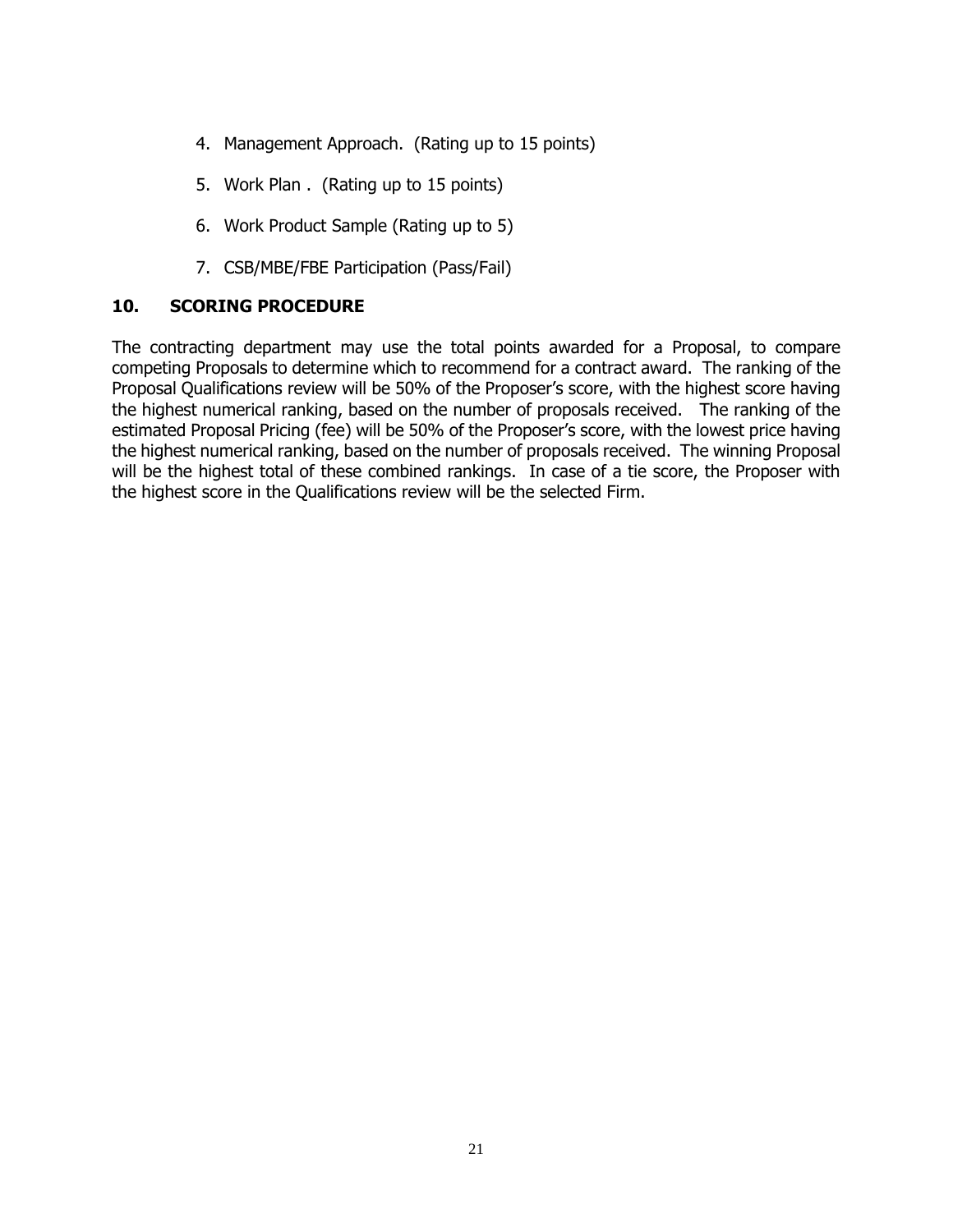4. Management Approach. (Rating up to 15 points)
5. Work Plan . (Rating up to 15 points)
6. Work Product Sample (Rating up to 5)
7. CSB/MBE/FBE Participation (Pass/Fail)

## 10. SCORING PROCEDURE

The contracting department may use the total points awarded for a Proposal, to compare competing Proposals to determine which to recommend for a contract award. The ranking of the Proposal Qualifications review will be 50% of the Proposer's score, with the highest score having the highest numerical ranking, based on the number of proposals received. The ranking of the estimated Proposal Pricing (fee) will be 50% of the Proposer's score, with the lowest price having the highest numerical ranking, based on the number of proposals received. The winning Proposal will be the highest total of these combined rankings. In case of a tie score, the Proposer with the highest score in the Qualifications review will be the selected Firm.